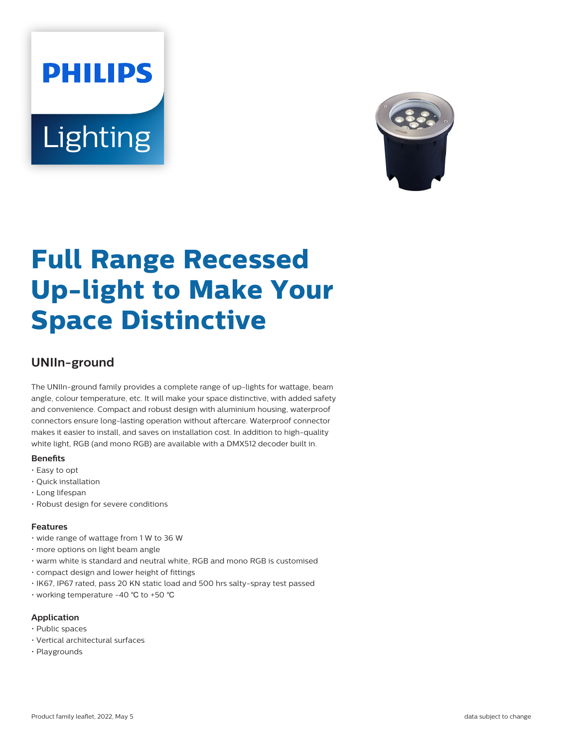# Full Range Recessed Up-light to Make Your Space Distinctive

## UNIIn-ground

The UNIIn-ground family provides a complete range of up-lights for wattage, beam angle, colour temperature, etc. It will make your space distinctive, with added safety and convenience. Compact and robust design with aluminium housing, waterproof connectors ensure long-lasting operation without aftercare. Waterproof connector makes it easier to install, and saves on installation cost. In addition to high-quality white light, RGB (and mono RGB) are available with a DMX512 decoder built in.

### Benefits

- Easy to opt
- Quick installation
- Long lifespan
- Robust design for severe conditions

### Features

- wide range of wattage from 1 W to 36 W
- more options on light beam angle
- warm white is standard and neutral white, RGB and mono RGB is customised
- compact design and lower height of fittings
- IK67, IP67 rated, pass 20 KN static load and 500 hrs salty-spray test passed
- working temperature -40 ℃ to +50 ℃

### Application

- Public spaces
- Vertical architectural surfaces
- Playgrounds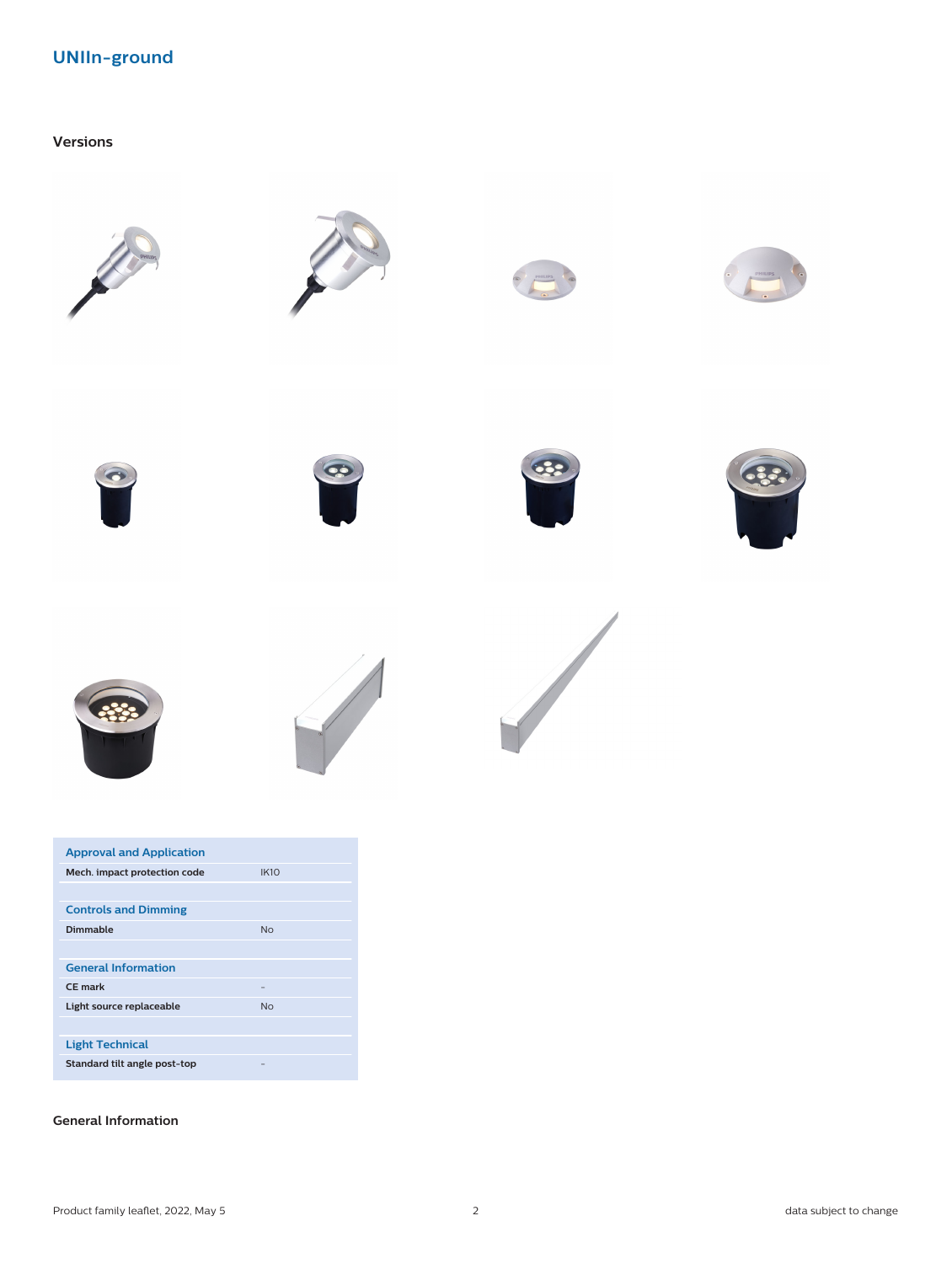# UNIIn-ground

## Versions

| Approval and Application | |
| --- | --- |
| **Mech. impact protection code** | IK10 |
| **Controls and Dimming** | |
| **Dimmable** | No |
| **General Information** | |
| **CE mark** | - |
| **Light source replaceable** | No |
| **Light Technical** | |
| **Standard tilt angle post-top** | - |

## General Information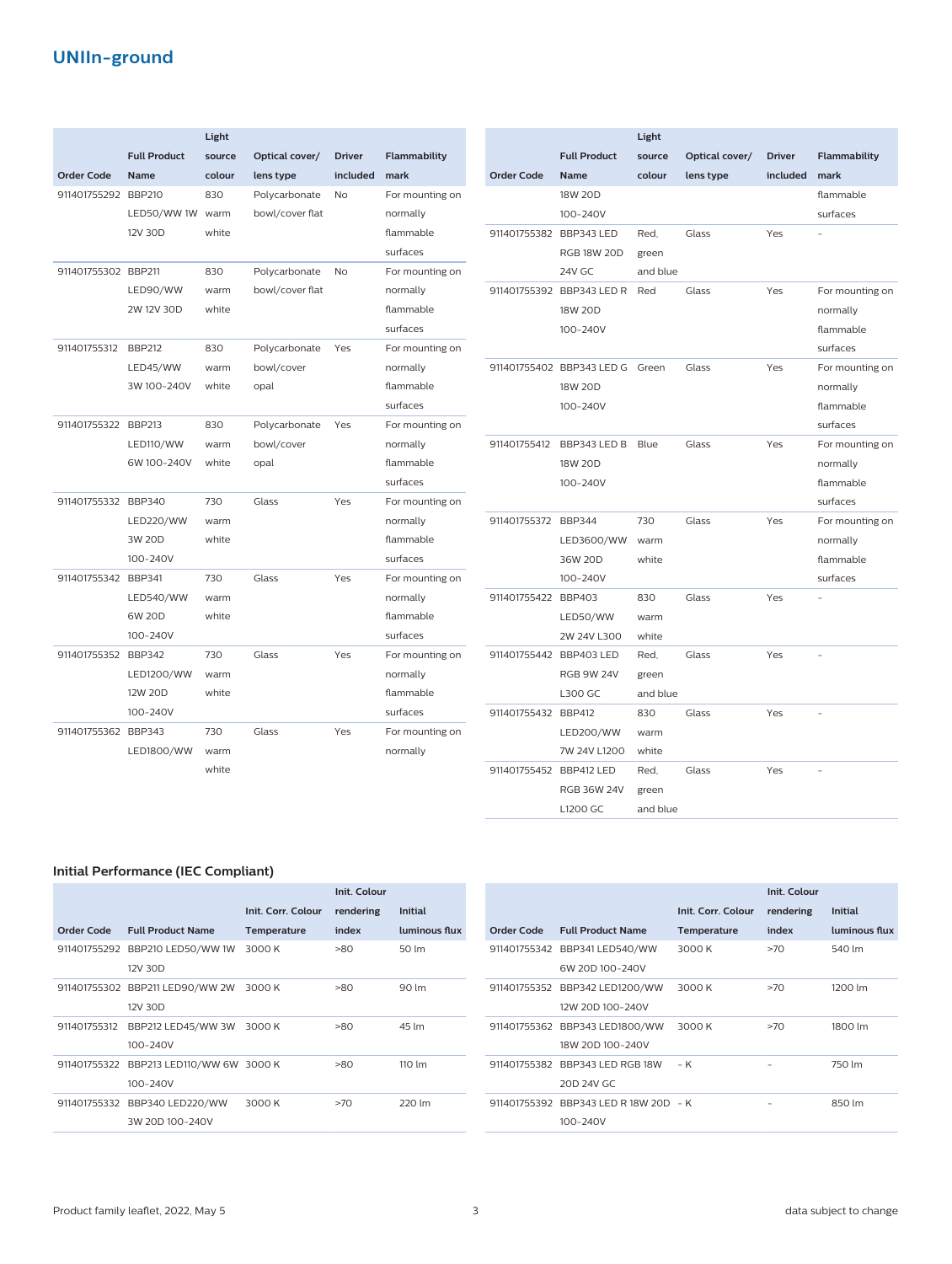## UNIIn-ground

| Order Code | Full Product Name | Light source colour | Optical cover/ lens type | Driver included | Flammability mark |
|---|---|---|---|---|---|
| 911401755292 | BBP210 LED50/WW 1W 12V 30D | 830 warm white | Polycarbonate bowl/cover flat | No | For mounting on normally flammable surfaces |
| 911401755302 | BBP211 LED90/WW 2W 12V 30D | 830 warm white | Polycarbonate bowl/cover flat | No | For mounting on normally flammable surfaces |
| 911401755312 | BBP212 LED45/WW 3W 100-240V | 830 warm white | Polycarbonate bowl/cover opal | Yes | For mounting on normally flammable surfaces |
| 911401755322 | BBP213 LED110/WW 6W 100-240V | 830 warm white | Polycarbonate bowl/cover opal | Yes | For mounting on normally flammable surfaces |
| 911401755332 | BBP340 LED220/WW 3W 20D 100-240V | 730 warm white | Glass | Yes | For mounting on normally flammable surfaces |
| 911401755342 | BBP341 LED540/WW 6W 20D 100-240V | 730 warm white | Glass | Yes | For mounting on normally flammable surfaces |
| 911401755352 | BBP342 LED1200/WW 12W 20D 100-240V | 730 warm white | Glass | Yes | For mounting on normally flammable surfaces |
| 911401755362 | BBP343 LED1800/WW 18W 20D 100-240V | 730 warm white | Glass | Yes | For mounting on normally flammable surfaces |
| 911401755382 | BBP343 LED RGB 18W 20D 24V GC | Red, green and blue | Glass | Yes | - |
| 911401755392 | BBP343 LED R 18W 20D 100-240V | Red | Glass | Yes | For mounting on normally flammable surfaces |
| 911401755402 | BBP343 LED G 18W 20D 100-240V | Green | Glass | Yes | For mounting on normally flammable surfaces |
| 911401755412 | BBP343 LED B 18W 20D 100-240V | Blue | Glass | Yes | For mounting on normally flammable surfaces |
| 911401755372 | BBP344 LED3600/WW 36W 20D 100-240V | 730 warm white | Glass | Yes | For mounting on normally flammable surfaces |
| 911401755422 | BBP403 LED50/WW 2W 24V L300 | 830 warm white | Glass | Yes | - |
| 911401755442 | BBP403 LED RGB 9W 24V L300 GC | Red, green and blue | Glass | Yes | - |
| 911401755432 | BBP412 LED200/WW 7W 24V L1200 | 830 warm white | Glass | Yes | - |
| 911401755452 | BBP412 LED RGB 36W 24V L1200 GC | Red, green and blue | Glass | Yes | - |

### Initial Performance (IEC Compliant)

| Order Code | Full Product Name | Init. Corr. Colour Temperature | Init. Colour rendering index | Initial luminous flux |
|---|---|---|---|---|
| 911401755292 | BBP210 LED50/WW 1W 12V 30D | 3000 K | >80 | 50 lm |
| 911401755302 | BBP211 LED90/WW 2W 12V 30D | 3000 K | >80 | 90 lm |
| 911401755312 | BBP212 LED45/WW 3W 100-240V | 3000 K | >80 | 45 lm |
| 911401755322 | BBP213 LED110/WW 6W 100-240V | 3000 K | >80 | 110 lm |
| 911401755332 | BBP340 LED220/WW 3W 20D 100-240V | 3000 K | >70 | 220 lm |
| 911401755342 | BBP341 LED540/WW 6W 20D 100-240V | 3000 K | >70 | 540 lm |
| 911401755352 | BBP342 LED1200/WW 12W 20D 100-240V | 3000 K | >70 | 1200 lm |
| 911401755362 | BBP343 LED1800/WW 18W 20D 100-240V | 3000 K | >70 | 1800 lm |
| 911401755382 | BBP343 LED RGB 18W 20D 24V GC | - K | - | 750 lm |
| 911401755392 | BBP343 LED R 18W 20D 100-240V | - K | - | 850 lm |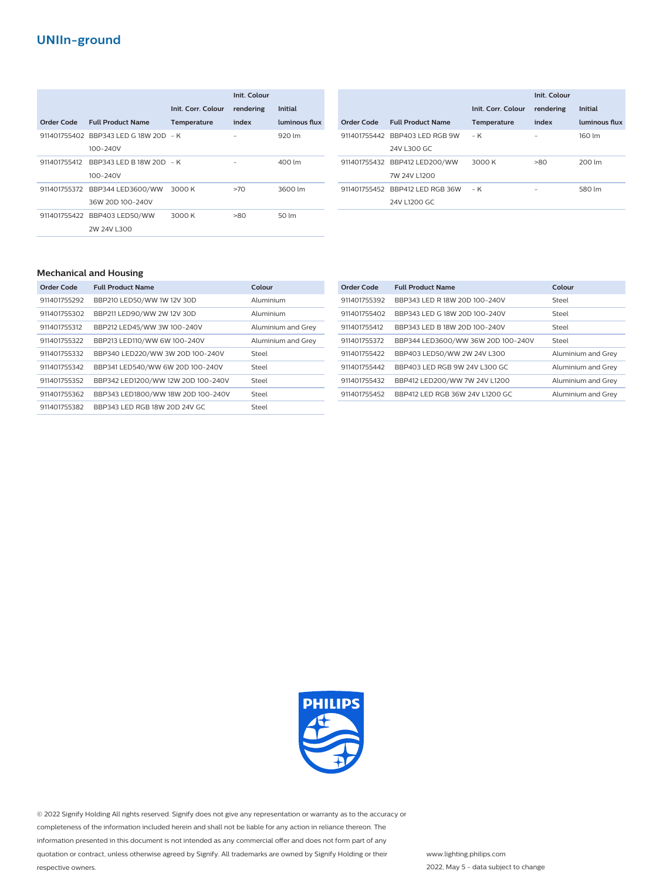## UNIIn-ground

| Order Code | Full Product Name | Init. Corr. Colour Temperature | Init. Colour rendering index | Initial luminous flux |
|---|---|---|---|---|
| 911401755402 | BBP343 LED G 18W 20D 100-240V | - K | - | 920 lm |
| 911401755412 | BBP343 LED B 18W 20D 100-240V | - K | - | 400 lm |
| 911401755372 | BBP344 LED3600/WW 36W 20D 100-240V | 3000 K | >70 | 3600 lm |
| 911401755422 | BBP403 LED50/WW 2W 24V L300 | 3000 K | >80 | 50 lm |
| 911401755442 | BBP403 LED RGB 9W 24V L300 GC | - K | - | 160 lm |
| 911401755432 | BBP412 LED200/WW 7W 24V L1200 | 3000 K | >80 | 200 lm |
| 911401755452 | BBP412 LED RGB 36W 24V L1200 GC | - K | - | 580 lm |

### Mechanical and Housing

| Order Code | Full Product Name | Colour |
|---|---|---|
| 911401755292 | BBP210 LED50/WW 1W 12V 30D | Aluminium |
| 911401755302 | BBP211 LED90/WW 2W 12V 30D | Aluminium |
| 911401755312 | BBP212 LED45/WW 3W 100-240V | Aluminium and Grey |
| 911401755322 | BBP213 LED110/WW 6W 100-240V | Aluminium and Grey |
| 911401755332 | BBP340 LED220/WW 3W 20D 100-240V | Steel |
| 911401755342 | BBP341 LED540/WW 6W 20D 100-240V | Steel |
| 911401755352 | BBP342 LED1200/WW 12W 20D 100-240V | Steel |
| 911401755362 | BBP343 LED1800/WW 18W 20D 100-240V | Steel |
| 911401755382 | BBP343 LED RGB 18W 20D 24V GC | Steel |
| 911401755392 | BBP343 LED R 18W 20D 100-240V | Steel |
| 911401755402 | BBP343 LED G 18W 20D 100-240V | Steel |
| 911401755412 | BBP343 LED B 18W 20D 100-240V | Steel |
| 911401755372 | BBP344 LED3600/WW 36W 20D 100-240V | Steel |
| 911401755422 | BBP403 LED50/WW 2W 24V L300 | Aluminium and Grey |
| 911401755442 | BBP403 LED RGB 9W 24V L300 GC | Aluminium and Grey |
| 911401755432 | BBP412 LED200/WW 7W 24V L1200 | Aluminium and Grey |
| 911401755452 | BBP412 LED RGB 36W 24V L1200 GC | Aluminium and Grey |

© 2022 Signify Holding All rights reserved. Signify does not give any representation or warranty as to the accuracy or completeness of the information included herein and shall not be liable for any action in reliance thereon. The information presented in this document is not intended as any commercial offer and does not form part of any quotation or contract, unless otherwise agreed by Signify. All trademarks are owned by Signify Holding or their respective owners.

www.lighting.philips.com

2022, May 5 - data subject to change